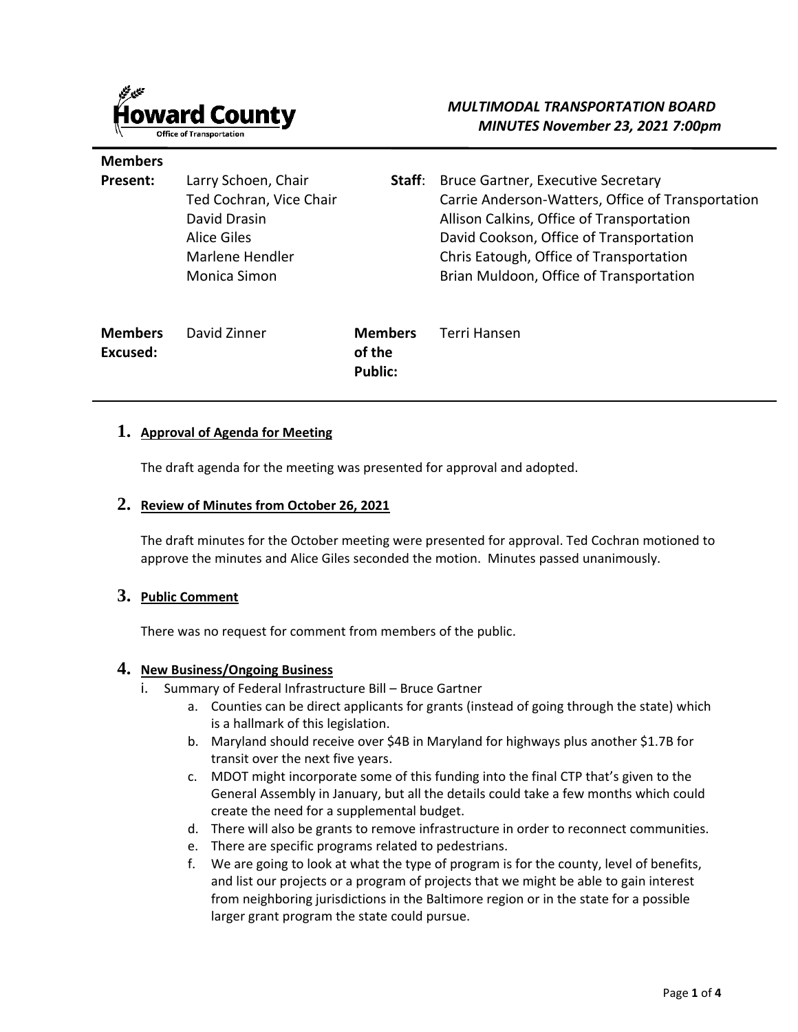**Howard County**
Office of Transportation

*MULTIMODAL TRANSPORTATION BOARD*
*MINUTES November 23, 2021 7:00pm*

| | | | |
|---|---|---|---|
| **Members Present:** | Larry Schoen, Chair<br>Ted Cochran, Vice Chair<br>David Drasin<br>Alice Giles<br>Marlene Hendler<br>Monica Simon | **Staff**: | Bruce Gartner, Executive Secretary<br>Carrie Anderson-Watters, Office of Transportation<br>Allison Calkins, Office of Transportation<br>David Cookson, Office of Transportation<br>Chris Eatough, Office of Transportation<br>Brian Muldoon, Office of Transportation |
| **Members Excused:** | David Zinner | **Members of the Public:** | Terri Hansen |

## 1. Approval of Agenda for Meeting

The draft agenda for the meeting was presented for approval and adopted.

## 2. Review of Minutes from October 26, 2021

The draft minutes for the October meeting were presented for approval. Ted Cochran motioned to approve the minutes and Alice Giles seconded the motion. Minutes passed unanimously.

## 3. Public Comment

There was no request for comment from members of the public.

## 4. New Business/Ongoing Business

i. Summary of Federal Infrastructure Bill – Bruce Gartner
   a. Counties can be direct applicants for grants (instead of going through the state) which is a hallmark of this legislation.
   b. Maryland should receive over $4B in Maryland for highways plus another $1.7B for transit over the next five years.
   c. MDOT might incorporate some of this funding into the final CTP that's given to the General Assembly in January, but all the details could take a few months which could create the need for a supplemental budget.
   d. There will also be grants to remove infrastructure in order to reconnect communities.
   e. There are specific programs related to pedestrians.
   f. We are going to look at what the type of program is for the county, level of benefits, and list our projects or a program of projects that we might be able to gain interest from neighboring jurisdictions in the Baltimore region or in the state for a possible larger grant program the state could pursue.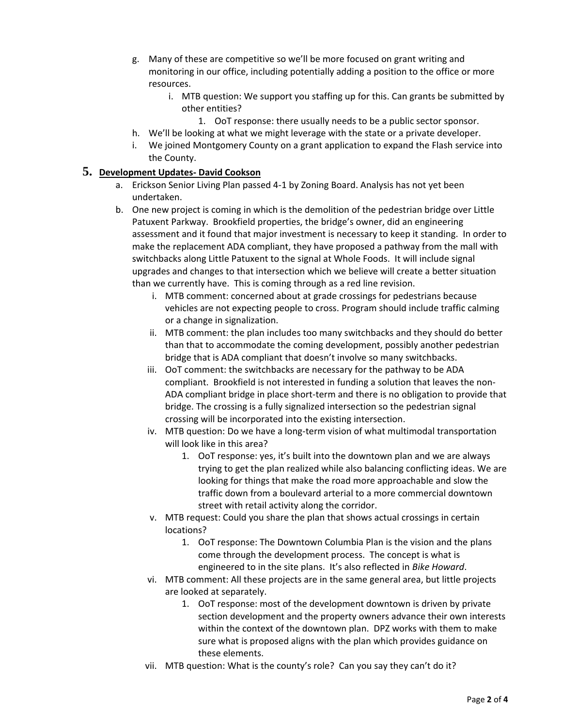g. Many of these are competitive so we'll be more focused on grant writing and monitoring in our office, including potentially adding a position to the office or more resources.
    i. MTB question: We support you staffing up for this. Can grants be submitted by other entities?
        1. OoT response: there usually needs to be a public sector sponsor.

h. We'll be looking at what we might leverage with the state or a private developer.

i. We joined Montgomery County on a grant application to expand the Flash service into the County.

## 5. Development Updates- David Cookson

a. Erickson Senior Living Plan passed 4-1 by Zoning Board. Analysis has not yet been undertaken.

b. One new project is coming in which is the demolition of the pedestrian bridge over Little Patuxent Parkway. Brookfield properties, the bridge's owner, did an engineering assessment and it found that major investment is necessary to keep it standing. In order to make the replacement ADA compliant, they have proposed a pathway from the mall with switchbacks along Little Patuxent to the signal at Whole Foods. It will include signal upgrades and changes to that intersection which we believe will create a better situation than we currently have. This is coming through as a red line revision.
    i. MTB comment: concerned about at grade crossings for pedestrians because vehicles are not expecting people to cross. Program should include traffic calming or a change in signalization.
    ii. MTB comment: the plan includes too many switchbacks and they should do better than that to accommodate the coming development, possibly another pedestrian bridge that is ADA compliant that doesn't involve so many switchbacks.
    iii. OoT comment: the switchbacks are necessary for the pathway to be ADA compliant. Brookfield is not interested in funding a solution that leaves the non-ADA compliant bridge in place short-term and there is no obligation to provide that bridge. The crossing is a fully signalized intersection so the pedestrian signal crossing will be incorporated into the existing intersection.
    iv. MTB question: Do we have a long-term vision of what multimodal transportation will look like in this area?
        1. OoT response: yes, it's built into the downtown plan and we are always trying to get the plan realized while also balancing conflicting ideas. We are looking for things that make the road more approachable and slow the traffic down from a boulevard arterial to a more commercial downtown street with retail activity along the corridor.
    v. MTB request: Could you share the plan that shows actual crossings in certain locations?
        1. OoT response: The Downtown Columbia Plan is the vision and the plans come through the development process. The concept is what is engineered to in the site plans. It's also reflected in *Bike Howard*.
    vi. MTB comment: All these projects are in the same general area, but little projects are looked at separately.
        1. OoT response: most of the development downtown is driven by private section development and the property owners advance their own interests within the context of the downtown plan. DPZ works with them to make sure what is proposed aligns with the plan which provides guidance on these elements.
    vii. MTB question: What is the county's role? Can you say they can't do it?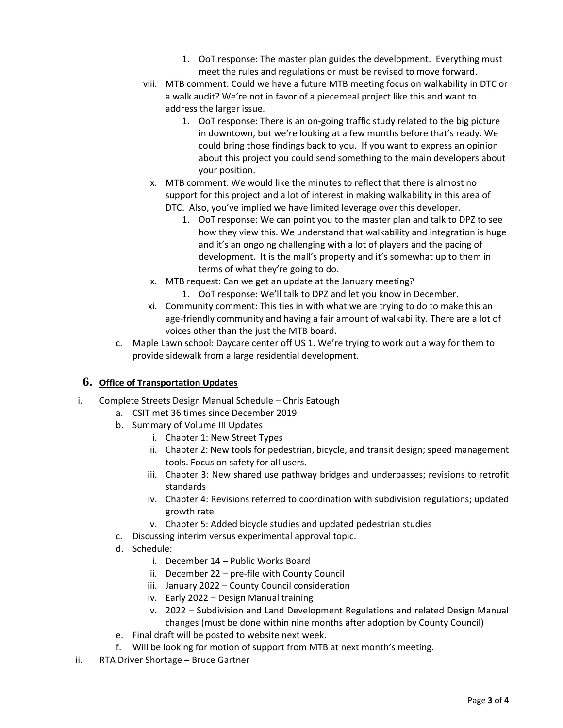1. OoT response: The master plan guides the development. Everything must meet the rules and regulations or must be revised to move forward.

viii. MTB comment: Could we have a future MTB meeting focus on walkability in DTC or a walk audit? We're not in favor of a piecemeal project like this and want to address the larger issue.

  1. OoT response: There is an on-going traffic study related to the big picture in downtown, but we're looking at a few months before that's ready. We could bring those findings back to you. If you want to express an opinion about this project you could send something to the main developers about your position.

ix. MTB comment: We would like the minutes to reflect that there is almost no support for this project and a lot of interest in making walkability in this area of DTC. Also, you've implied we have limited leverage over this developer.

  1. OoT response: We can point you to the master plan and talk to DPZ to see how they view this. We understand that walkability and integration is huge and it's an ongoing challenging with a lot of players and the pacing of development. It is the mall's property and it's somewhat up to them in terms of what they're going to do.

x. MTB request: Can we get an update at the January meeting?

  1. OoT response: We'll talk to DPZ and let you know in December.

xi. Community comment: This ties in with what we are trying to do to make this an age-friendly community and having a fair amount of walkability. There are a lot of voices other than the just the MTB board.

c. Maple Lawn school: Daycare center off US 1. We're trying to work out a way for them to provide sidewalk from a large residential development.

## 6. Office of Transportation Updates

i. Complete Streets Design Manual Schedule – Chris Eatough

  a. CSIT met 36 times since December 2019

  b. Summary of Volume III Updates

    i. Chapter 1: New Street Types

    ii. Chapter 2: New tools for pedestrian, bicycle, and transit design; speed management tools. Focus on safety for all users.

    iii. Chapter 3: New shared use pathway bridges and underpasses; revisions to retrofit standards

    iv. Chapter 4: Revisions referred to coordination with subdivision regulations; updated growth rate

    v. Chapter 5: Added bicycle studies and updated pedestrian studies

  c. Discussing interim versus experimental approval topic.

  d. Schedule:

    i. December 14 – Public Works Board

    ii. December 22 – pre-file with County Council

    iii. January 2022 – County Council consideration

    iv. Early 2022 – Design Manual training

    v. 2022 – Subdivision and Land Development Regulations and related Design Manual changes (must be done within nine months after adoption by County Council)

  e. Final draft will be posted to website next week.

  f. Will be looking for motion of support from MTB at next month's meeting.

ii. RTA Driver Shortage – Bruce Gartner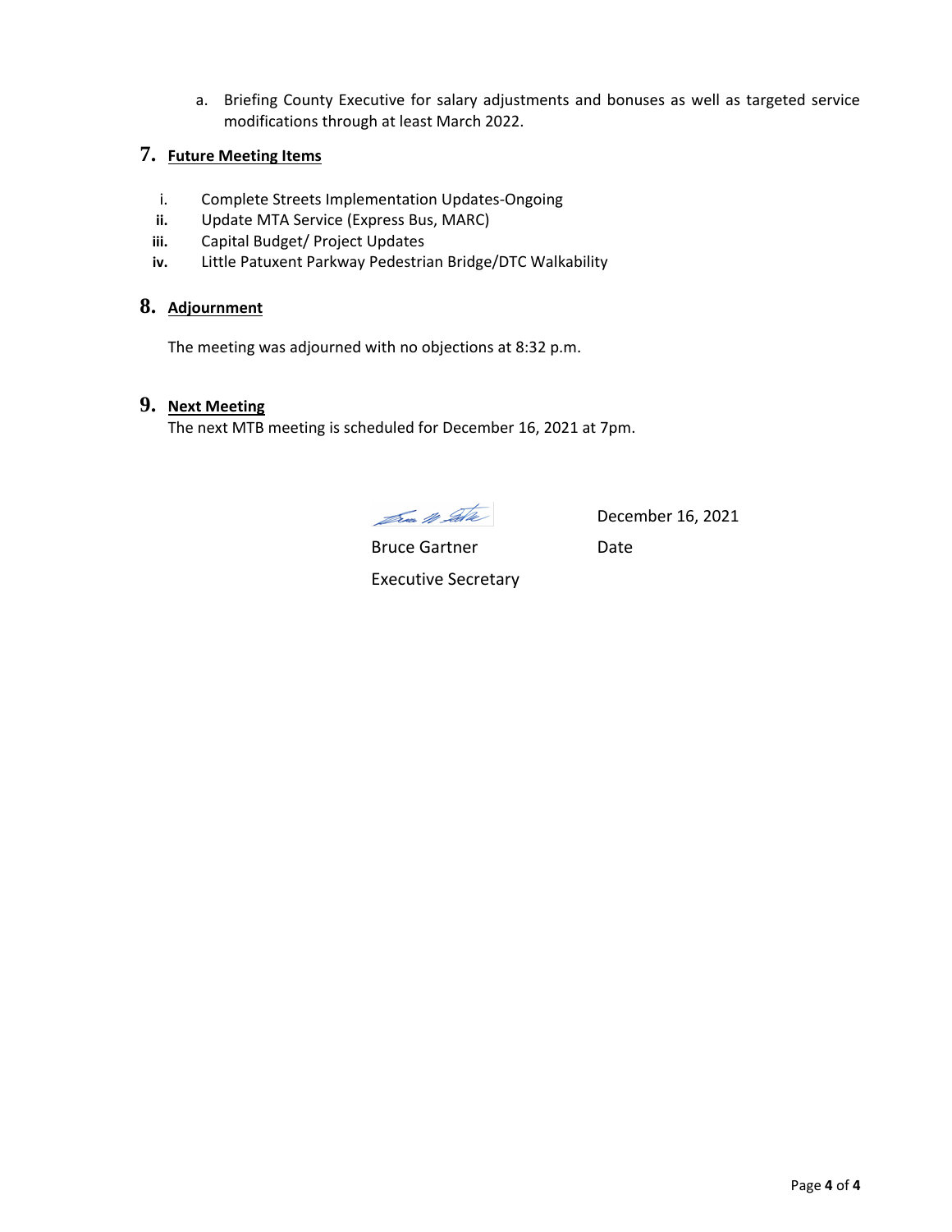a. Briefing County Executive for salary adjustments and bonuses as well as targeted service modifications through at least March 2022.

## 7. Future Meeting Items

i. Complete Streets Implementation Updates-Ongoing
ii. Update MTA Service (Express Bus, MARC)
iii. Capital Budget/ Project Updates
iv. Little Patuxent Parkway Pedestrian Bridge/DTC Walkability

## 8. Adjournment

The meeting was adjourned with no objections at 8:32 p.m.

## 9. Next Meeting

The next MTB meeting is scheduled for December 16, 2021 at 7pm.

| | |
|---|---|
| Bruce Gartner | December 16, 2021 |
| Executive Secretary | Date |